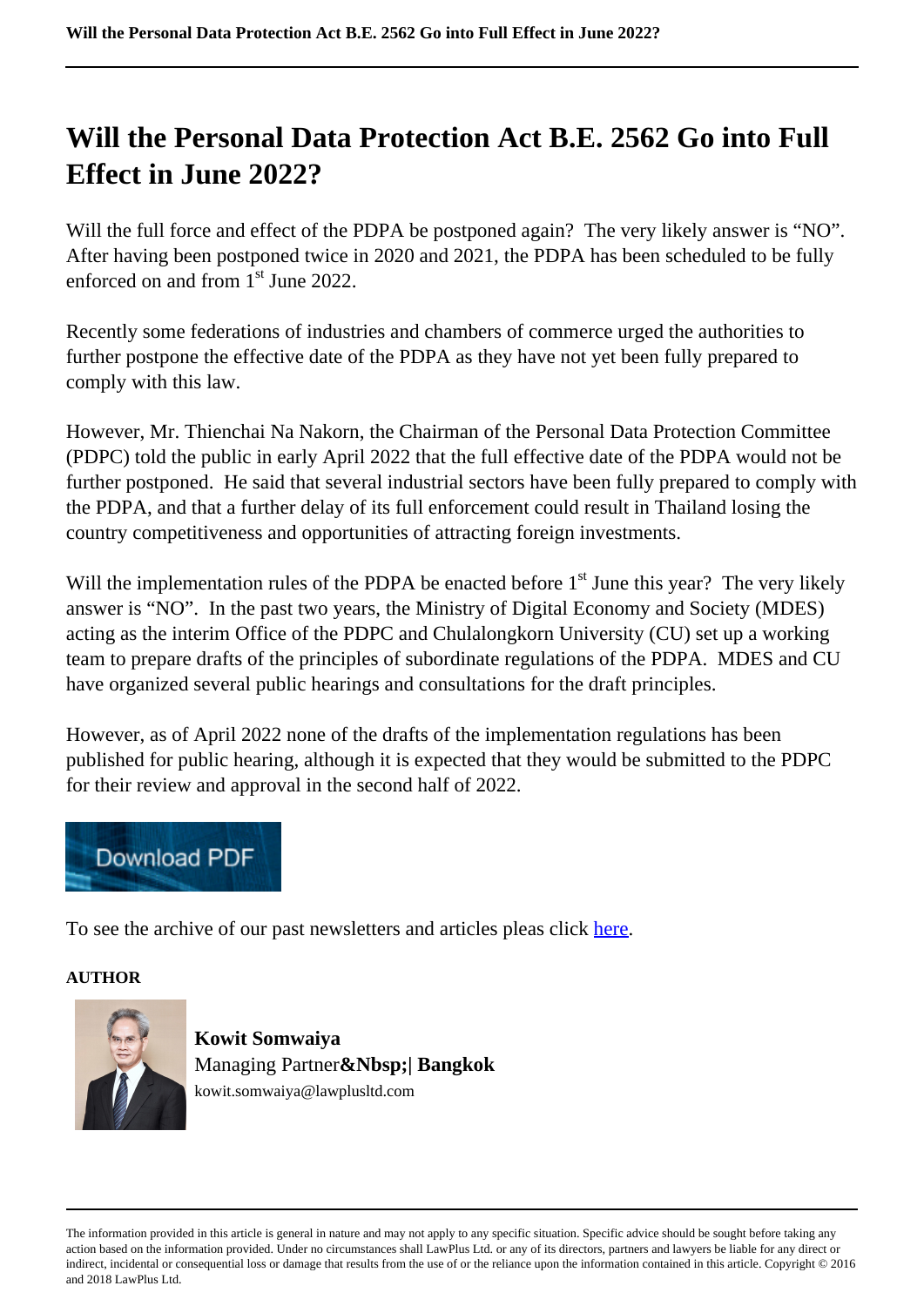# Will the Personal Data Protection Act B.E. 2562 Go into Full Effect in June 2022?

Will the full force and effect of the PDPA be postponed again? The very likely answer is "NO". After having been postponed twice in 2020 and 2021, the PDPA has been scheduled to be fully enforced on and from 1st June 2022.

Recently some federations of industries and chambers of commerce urged the authorities to further postpone the effective date of the PDPA as they have not yet been fully prepared to comply with this law.

However, Mr. Thienchai Na Nakorn, the Chairman of the Personal Data Protection Committee (PDPC) told the public in early April 2022 that the full effective date of the PDPA would not be further postponed. He said that several industrial sectors have been fully prepared to comply with the PDPA, and that a further delay of its full enforcement could result in Thailand losing the country competitiveness and opportunities of attracting foreign investments.

Will the implementation rules of the PDPA be enacted before 1st June this year? The very likely answer is "NO". In the past two years, the Ministry of Digital Economy and Society (MDES) acting as the interim Office of the PDPC and Chulalongkorn University (CU) set up a working team to prepare drafts of the principles of subordinate regulations of the PDPA. MDES and CU have organized several public hearings and consultations for the draft principles.

However, as of April 2022 none of the drafts of the implementation regulations has been published for public hearing, although it is expected that they would be submitted to the PDPC for their review and approval in the second half of 2022.

Download PDF

To see the archive of our past newsletters and articles pleas click here.

**AUTHOR**

**Kowit Somwaiya**
Managing Partner**&Nbsp;| Bangkok**
kowit.somwaiya@lawplusltd.com

The information provided in this article is general in nature and may not apply to any specific situation. Specific advice should be sought before taking any action based on the information provided. Under no circumstances shall LawPlus Ltd. or any of its directors, partners and lawyers be liable for any direct or indirect, incidental or consequential loss or damage that results from the use of or the reliance upon the information contained in this article. Copyright © 2016 and 2018 LawPlus Ltd.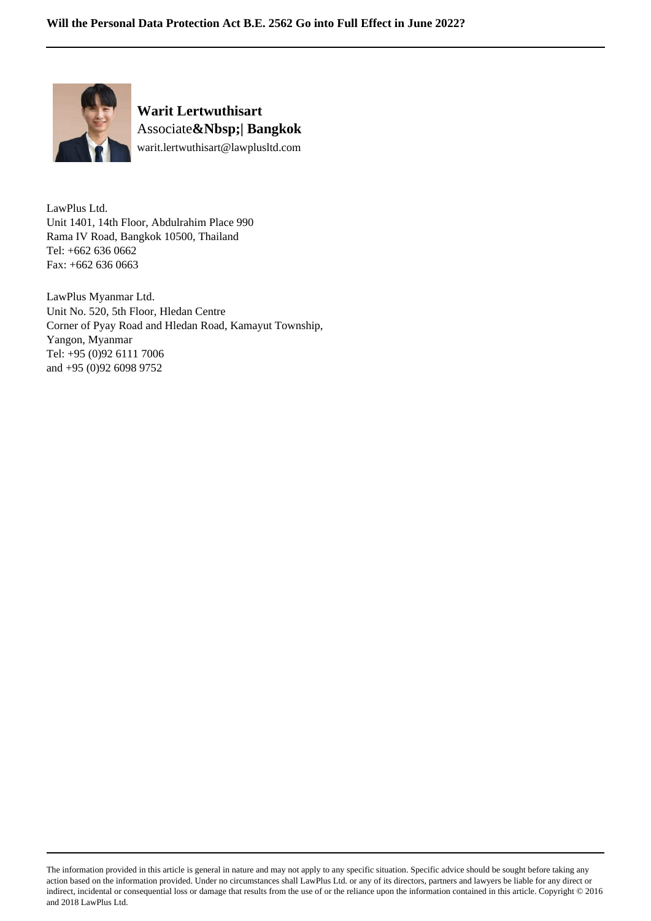**Warit Lertwuthisart**
Associate**&Nbsp;| Bangkok**
warit.lertwuthisart@lawplusltd.com

LawPlus Ltd.
Unit 1401, 14th Floor, Abdulrahim Place 990
Rama IV Road, Bangkok 10500, Thailand
Tel: +662 636 0662
Fax: +662 636 0663

LawPlus Myanmar Ltd.
Unit No. 520, 5th Floor, Hledan Centre
Corner of Pyay Road and Hledan Road, Kamayut Township,
Yangon, Myanmar
Tel: +95 (0)92 6111 7006
and +95 (0)92 6098 9752

The information provided in this article is general in nature and may not apply to any specific situation. Specific advice should be sought before taking any action based on the information provided. Under no circumstances shall LawPlus Ltd. or any of its directors, partners and lawyers be liable for any direct or indirect, incidental or consequential loss or damage that results from the use of or the reliance upon the information contained in this article. Copyright © 2016 and 2018 LawPlus Ltd.